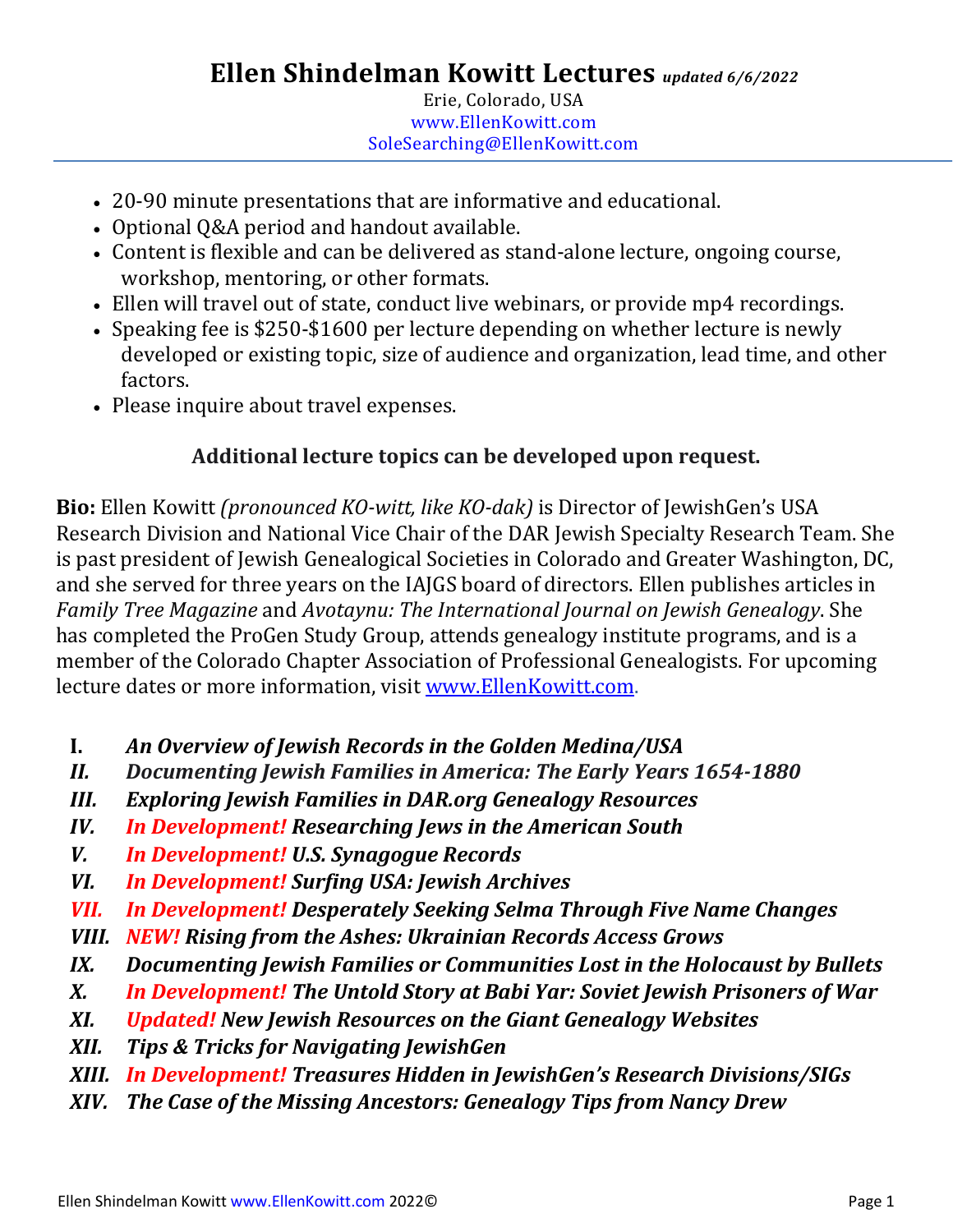# Ellen Shindelman Kowitt Lectures *updated 6/6/2022*

Erie, Colorado, USA
www.EllenKowitt.com
SoleSearching@EllenKowitt.com

- 20-90 minute presentations that are informative and educational.
- Optional Q&A period and handout available.
- Content is flexible and can be delivered as stand-alone lecture, ongoing course, workshop, mentoring, or other formats.
- Ellen will travel out of state, conduct live webinars, or provide mp4 recordings.
- Speaking fee is $250-$1600 per lecture depending on whether lecture is newly developed or existing topic, size of audience and organization, lead time, and other factors.
- Please inquire about travel expenses.

**Additional lecture topics can be developed upon request.**

**Bio:** Ellen Kowitt *(pronounced KO-witt, like KO-dak)* is Director of JewishGen's USA Research Division and National Vice Chair of the DAR Jewish Specialty Research Team. She is past president of Jewish Genealogical Societies in Colorado and Greater Washington, DC, and she served for three years on the IAJGS board of directors. Ellen publishes articles in *Family Tree Magazine* and *Avotaynu: The International Journal on Jewish Genealogy*. She has completed the ProGen Study Group, attends genealogy institute programs, and is a member of the Colorado Chapter Association of Professional Genealogists. For upcoming lecture dates or more information, visit [www.EllenKowitt.com](www.EllenKowitt.com).

I. ***An Overview of Jewish Records in the Golden Medina/USA***
II. ***Documenting Jewish Families in America: The Early Years 1654-1880***
III. ***Exploring Jewish Families in DAR.org Genealogy Resources***
IV. ***In Development! Researching Jews in the American South***
V. ***In Development! U.S. Synagogue Records***
VI. ***In Development! Surfing USA: Jewish Archives***
VII. ***In Development! Desperately Seeking Selma Through Five Name Changes***
VIII. ***NEW! Rising from the Ashes: Ukrainian Records Access Grows***
IX. ***Documenting Jewish Families or Communities Lost in the Holocaust by Bullets***
X. ***In Development! The Untold Story at Babi Yar: Soviet Jewish Prisoners of War***
XI. ***Updated! New Jewish Resources on the Giant Genealogy Websites***
XII. ***Tips & Tricks for Navigating JewishGen***
XIII. ***In Development! Treasures Hidden in JewishGen's Research Divisions/SIGs***
XIV. ***The Case of the Missing Ancestors: Genealogy Tips from Nancy Drew***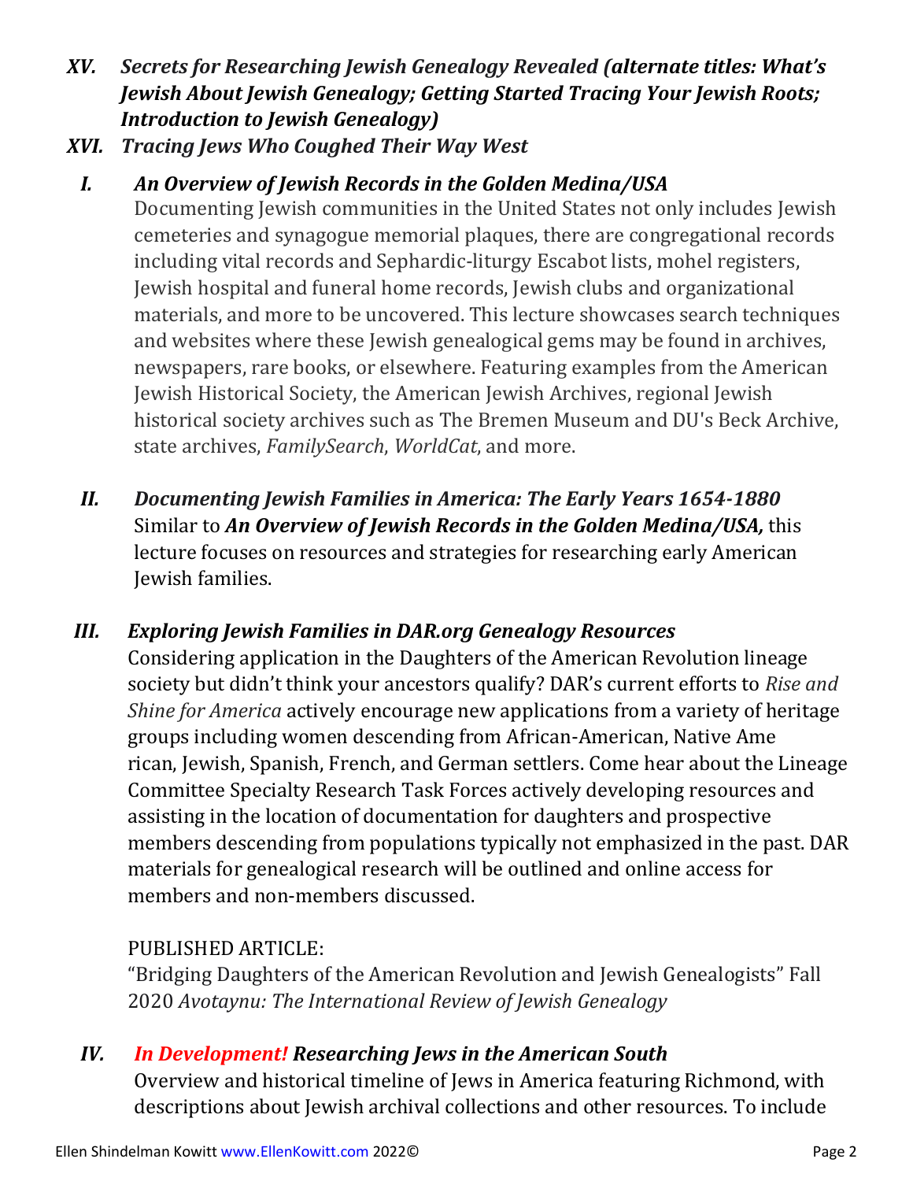*XV. Secrets for Researching Jewish Genealogy Revealed (alternate titles: What's Jewish About Jewish Genealogy; Getting Started Tracing Your Jewish Roots; Introduction to Jewish Genealogy)*

*XVI. Tracing Jews Who Coughed Their Way West*

***I. An Overview of Jewish Records in the Golden Medina/USA***

Documenting Jewish communities in the United States not only includes Jewish cemeteries and synagogue memorial plaques, there are congregational records including vital records and Sephardic-liturgy Escabot lists, mohel registers, Jewish hospital and funeral home records, Jewish clubs and organizational materials, and more to be uncovered. This lecture showcases search techniques and websites where these Jewish genealogical gems may be found in archives, newspapers, rare books, or elsewhere. Featuring examples from the American Jewish Historical Society, the American Jewish Archives, regional Jewish historical society archives such as The Bremen Museum and DU's Beck Archive, state archives, *FamilySearch*, *WorldCat*, and more.

***II. Documenting Jewish Families in America: The Early Years 1654-1880***

Similar to ***An Overview of Jewish Records in the Golden Medina/USA,*** this lecture focuses on resources and strategies for researching early American Jewish families.

***III. Exploring Jewish Families in DAR.org Genealogy Resources***

Considering application in the Daughters of the American Revolution lineage society but didn't think your ancestors qualify? DAR's current efforts to *Rise and Shine for America* actively encourage new applications from a variety of heritage groups including women descending from African-American, Native American, Jewish, Spanish, French, and German settlers. Come hear about the Lineage Committee Specialty Research Task Forces actively developing resources and assisting in the location of documentation for daughters and prospective members descending from populations typically not emphasized in the past. DAR materials for genealogical research will be outlined and online access for members and non-members discussed.

PUBLISHED ARTICLE:
"Bridging Daughters of the American Revolution and Jewish Genealogists" Fall 2020 *Avotaynu: The International Review of Jewish Genealogy*

***IV. In Development! Researching Jews in the American South***

Overview and historical timeline of Jews in America featuring Richmond, with descriptions about Jewish archival collections and other resources. To include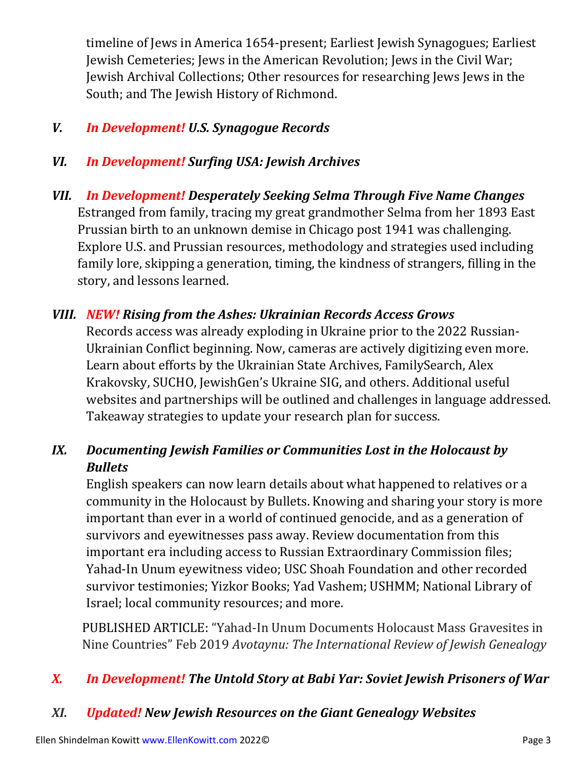timeline of Jews in America 1654-present; Earliest Jewish Synagogues; Earliest Jewish Cemeteries; Jews in the American Revolution; Jews in the Civil War; Jewish Archival Collections; Other resources for researching Jews Jews in the South; and The Jewish History of Richmond.

### *V. In Development! U.S. Synagogue Records*

### *VI. In Development! Surfing USA: Jewish Archives*

### *VII. In Development! Desperately Seeking Selma Through Five Name Changes*

Estranged from family, tracing my great grandmother Selma from her 1893 East Prussian birth to an unknown demise in Chicago post 1941 was challenging. Explore U.S. and Prussian resources, methodology and strategies used including family lore, skipping a generation, timing, the kindness of strangers, filling in the story, and lessons learned.

### *VIII. NEW! Rising from the Ashes: Ukrainian Records Access Grows*

Records access was already exploding in Ukraine prior to the 2022 Russian-Ukrainian Conflict beginning. Now, cameras are actively digitizing even more. Learn about efforts by the Ukrainian State Archives, FamilySearch, Alex Krakovsky, SUCHO, JewishGen's Ukraine SIG, and others. Additional useful websites and partnerships will be outlined and challenges in language addressed. Takeaway strategies to update your research plan for success.

### *IX. Documenting Jewish Families or Communities Lost in the Holocaust by Bullets*

English speakers can now learn details about what happened to relatives or a community in the Holocaust by Bullets. Knowing and sharing your story is more important than ever in a world of continued genocide, and as a generation of survivors and eyewitnesses pass away. Review documentation from this important era including access to Russian Extraordinary Commission files; Yahad-In Unum eyewitness video; USC Shoah Foundation and other recorded survivor testimonies; Yizkor Books; Yad Vashem; USHMM; National Library of Israel; local community resources; and more.

PUBLISHED ARTICLE: "Yahad-In Unum Documents Holocaust Mass Gravesites in Nine Countries" Feb 2019 *Avotaynu: The International Review of Jewish Genealogy*

### *X. In Development! The Untold Story at Babi Yar: Soviet Jewish Prisoners of War*

### *XI. Updated! New Jewish Resources on the Giant Genealogy Websites*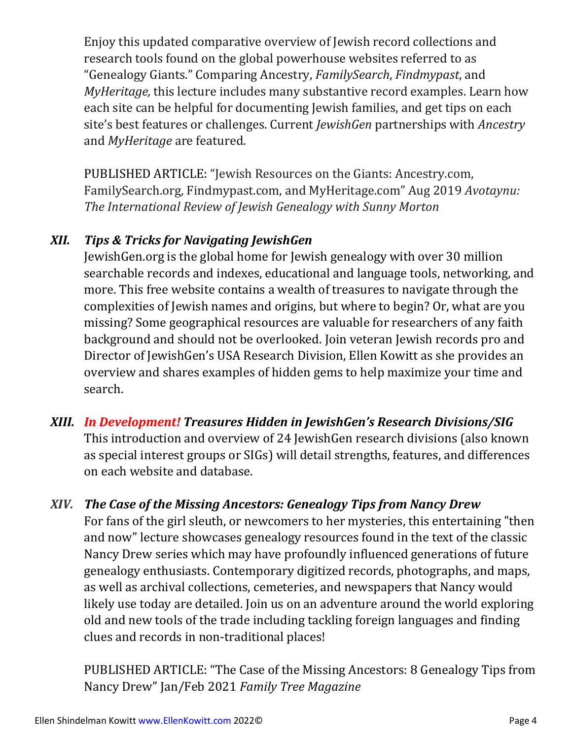Enjoy this updated comparative overview of Jewish record collections and research tools found on the global powerhouse websites referred to as "Genealogy Giants." Comparing Ancestry, *FamilySearch*, *Findmypast*, and *MyHeritage,* this lecture includes many substantive record examples. Learn how each site can be helpful for documenting Jewish families, and get tips on each site's best features or challenges. Current *JewishGen* partnerships with *Ancestry* and *MyHeritage* are featured.

PUBLISHED ARTICLE: "Jewish Resources on the Giants: Ancestry.com, FamilySearch.org, Findmypast.com, and MyHeritage.com" Aug 2019 *Avotaynu: The International Review of Jewish Genealogy with Sunny Morton*

### *XII. Tips & Tricks for Navigating JewishGen*

JewishGen.org is the global home for Jewish genealogy with over 30 million searchable records and indexes, educational and language tools, networking, and more. This free website contains a wealth of treasures to navigate through the complexities of Jewish names and origins, but where to begin? Or, what are you missing? Some geographical resources are valuable for researchers of any faith background and should not be overlooked. Join veteran Jewish records pro and Director of JewishGen's USA Research Division, Ellen Kowitt as she provides an overview and shares examples of hidden gems to help maximize your time and search.

### *XIII. In Development! Treasures Hidden in JewishGen's Research Divisions/SIG*

This introduction and overview of 24 JewishGen research divisions (also known as special interest groups or SIGs) will detail strengths, features, and differences on each website and database.

### *XIV. The Case of the Missing Ancestors: Genealogy Tips from Nancy Drew*

For fans of the girl sleuth, or newcomers to her mysteries, this entertaining "then and now" lecture showcases genealogy resources found in the text of the classic Nancy Drew series which may have profoundly influenced generations of future genealogy enthusiasts. Contemporary digitized records, photographs, and maps, as well as archival collections, cemeteries, and newspapers that Nancy would likely use today are detailed. Join us on an adventure around the world exploring old and new tools of the trade including tackling foreign languages and finding clues and records in non-traditional places!

PUBLISHED ARTICLE: "The Case of the Missing Ancestors: 8 Genealogy Tips from Nancy Drew" Jan/Feb 2021 *Family Tree Magazine*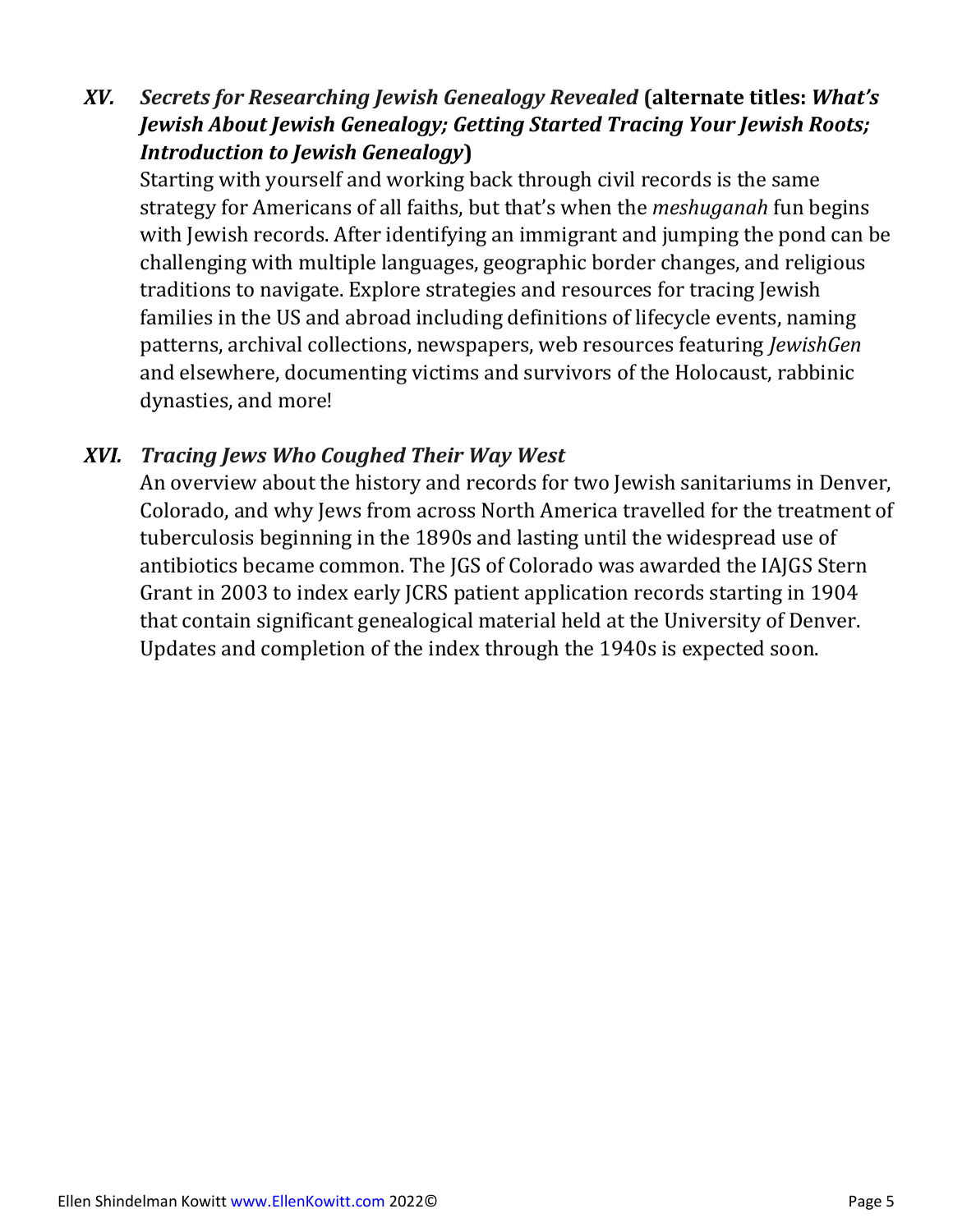### XV. *Secrets for Researching Jewish Genealogy Revealed* **(alternate titles: *What's Jewish About Jewish Genealogy; Getting Started Tracing Your Jewish Roots; Introduction to Jewish Genealogy*)**

Starting with yourself and working back through civil records is the same strategy for Americans of all faiths, but that's when the *meshuganah* fun begins with Jewish records. After identifying an immigrant and jumping the pond can be challenging with multiple languages, geographic border changes, and religious traditions to navigate. Explore strategies and resources for tracing Jewish families in the US and abroad including definitions of lifecycle events, naming patterns, archival collections, newspapers, web resources featuring *JewishGen* and elsewhere, documenting victims and survivors of the Holocaust, rabbinic dynasties, and more!

### XVI. *Tracing Jews Who Coughed Their Way West*

An overview about the history and records for two Jewish sanitariums in Denver, Colorado, and why Jews from across North America travelled for the treatment of tuberculosis beginning in the 1890s and lasting until the widespread use of antibiotics became common. The JGS of Colorado was awarded the IAJGS Stern Grant in 2003 to index early JCRS patient application records starting in 1904 that contain significant genealogical material held at the University of Denver. Updates and completion of the index through the 1940s is expected soon.